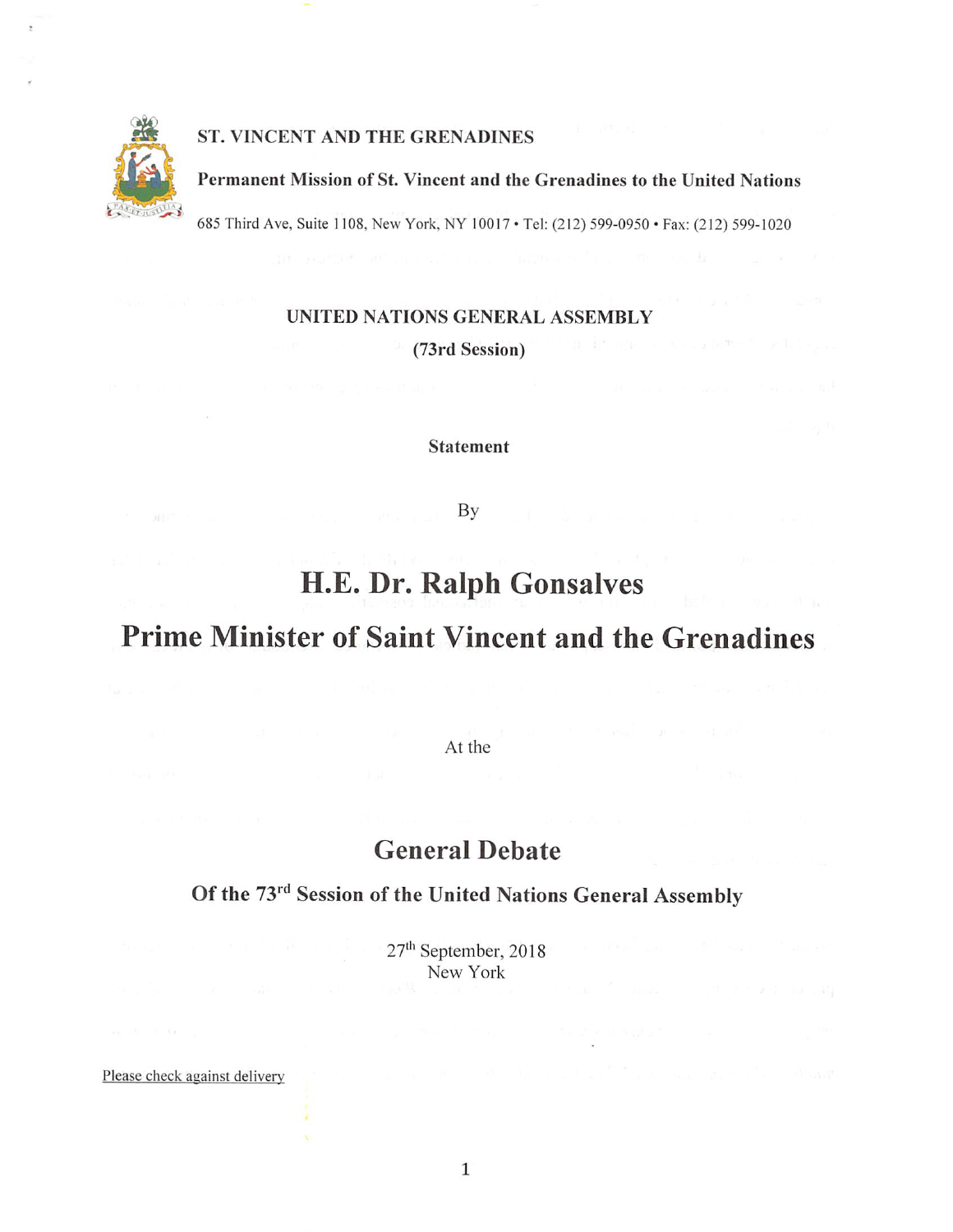**ST. VINCENT AND THE GRENADINES**

**Permanent Mission of St. Vincent and the Grenadines to the United Nations**

685 Third Ave, Suite 1108, New York, NY 10017 • Tel: (212) 599-0950 • Fax: (212) 599-1020

**UNITED NATIONS GENERAL ASSEMBLY**

**(73rd Session)**

**Statement**

By

# H.E. Dr. Ralph Gonsalves

# Prime Minister of Saint Vincent and the Grenadines

At the

## General Debate

### Of the 73rd Session of the United Nations General Assembly

27th September, 2018
New York

Please check against delivery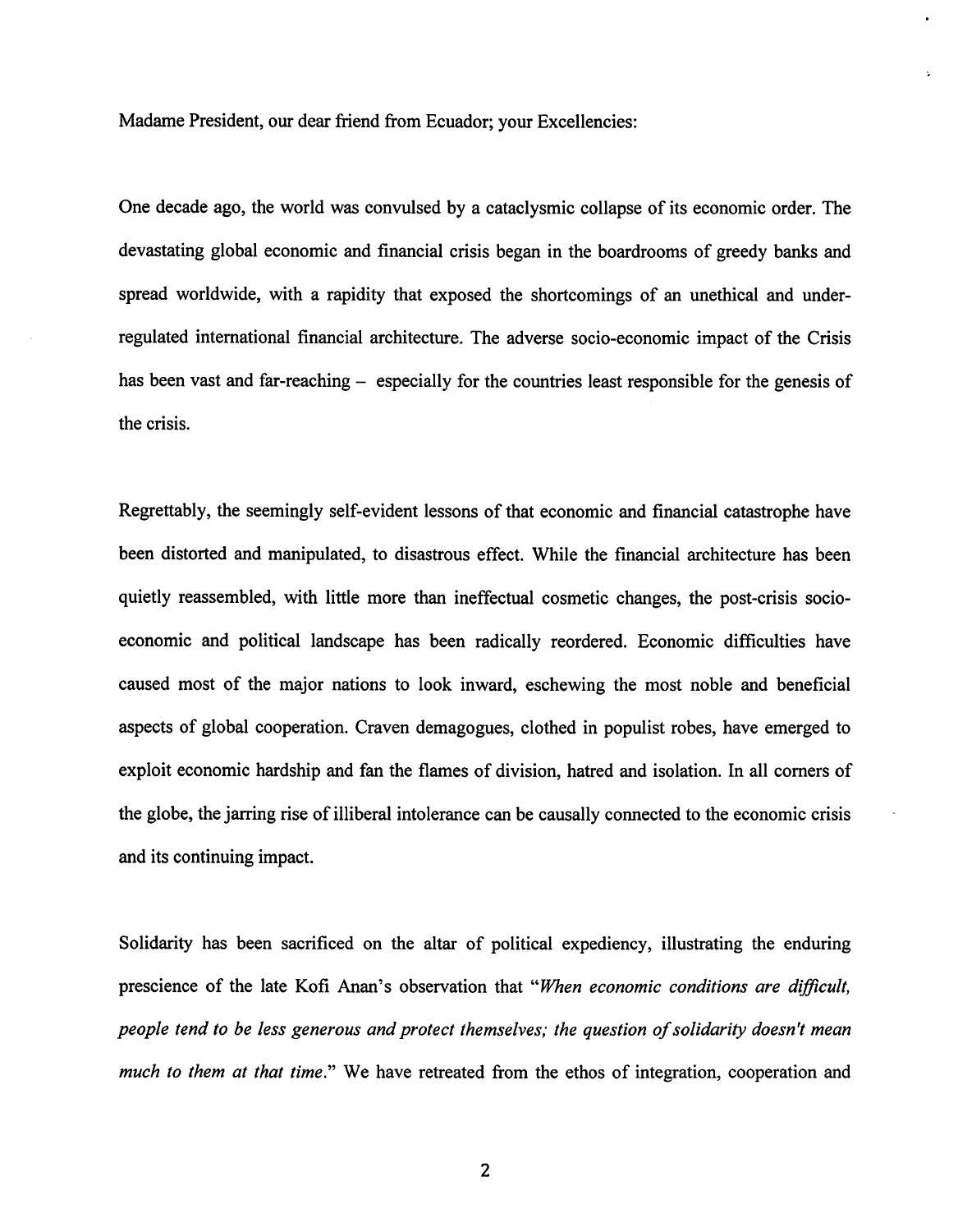Madame President, our dear friend from Ecuador; your Excellencies:

One decade ago, the world was convulsed by a cataclysmic collapse of its economic order. The devastating global economic and financial crisis began in the boardrooms of greedy banks and spread worldwide, with a rapidity that exposed the shortcomings of an unethical and under-regulated international financial architecture. The adverse socio-economic impact of the Crisis has been vast and far-reaching – especially for the countries least responsible for the genesis of the crisis.

Regrettably, the seemingly self-evident lessons of that economic and financial catastrophe have been distorted and manipulated, to disastrous effect. While the financial architecture has been quietly reassembled, with little more than ineffectual cosmetic changes, the post-crisis socio-economic and political landscape has been radically reordered. Economic difficulties have caused most of the major nations to look inward, eschewing the most noble and beneficial aspects of global cooperation. Craven demagogues, clothed in populist robes, have emerged to exploit economic hardship and fan the flames of division, hatred and isolation. In all corners of the globe, the jarring rise of illiberal intolerance can be causally connected to the economic crisis and its continuing impact.

Solidarity has been sacrificed on the altar of political expediency, illustrating the enduring prescience of the late Kofi Anan's observation that "*When economic conditions are difficult, people tend to be less generous and protect themselves; the question of solidarity doesn't mean much to them at that time.*" We have retreated from the ethos of integration, cooperation and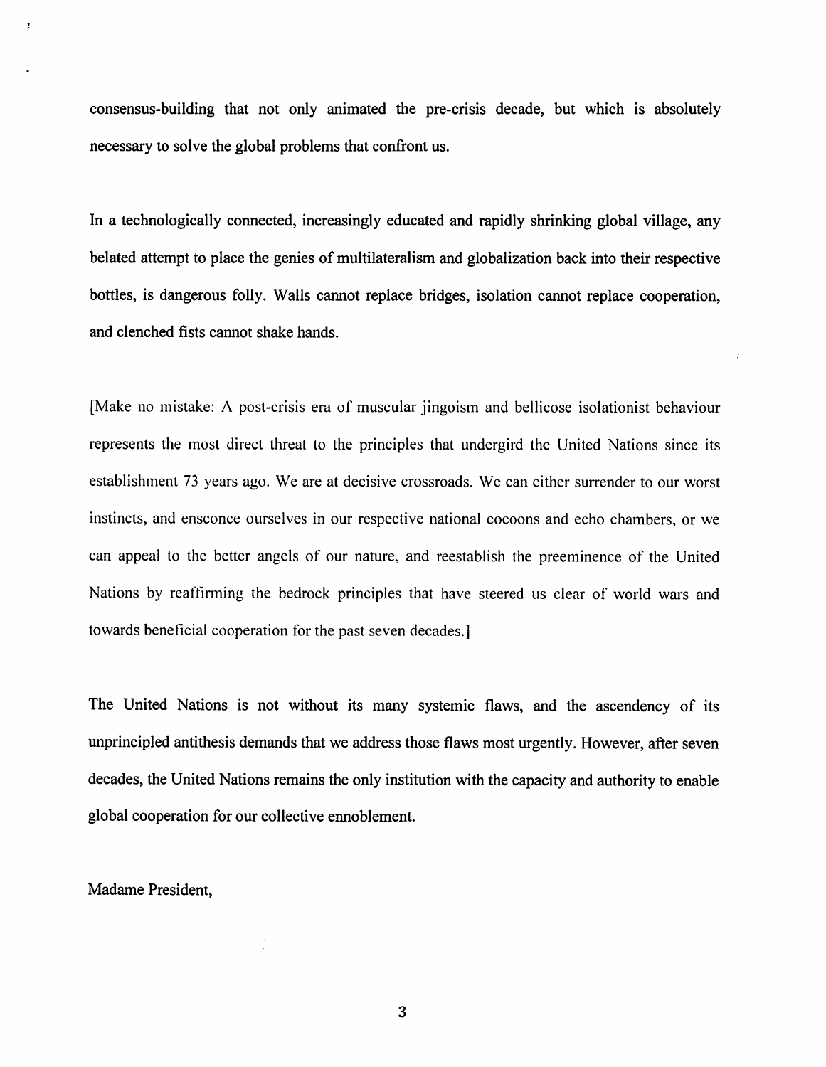consensus-building that not only animated the pre-crisis decade, but which is absolutely necessary to solve the global problems that confront us.

In a technologically connected, increasingly educated and rapidly shrinking global village, any belated attempt to place the genies of multilateralism and globalization back into their respective bottles, is dangerous folly. Walls cannot replace bridges, isolation cannot replace cooperation, and clenched fists cannot shake hands.

[Make no mistake: A post-crisis era of muscular jingoism and bellicose isolationist behaviour represents the most direct threat to the principles that undergird the United Nations since its establishment 73 years ago. We are at decisive crossroads. We can either surrender to our worst instincts, and ensconce ourselves in our respective national cocoons and echo chambers, or we can appeal to the better angels of our nature, and reestablish the preeminence of the United Nations by reaffirming the bedrock principles that have steered us clear of world wars and towards beneficial cooperation for the past seven decades.]

The United Nations is not without its many systemic flaws, and the ascendency of its unprincipled antithesis demands that we address those flaws most urgently. However, after seven decades, the United Nations remains the only institution with the capacity and authority to enable global cooperation for our collective ennoblement.

Madame President,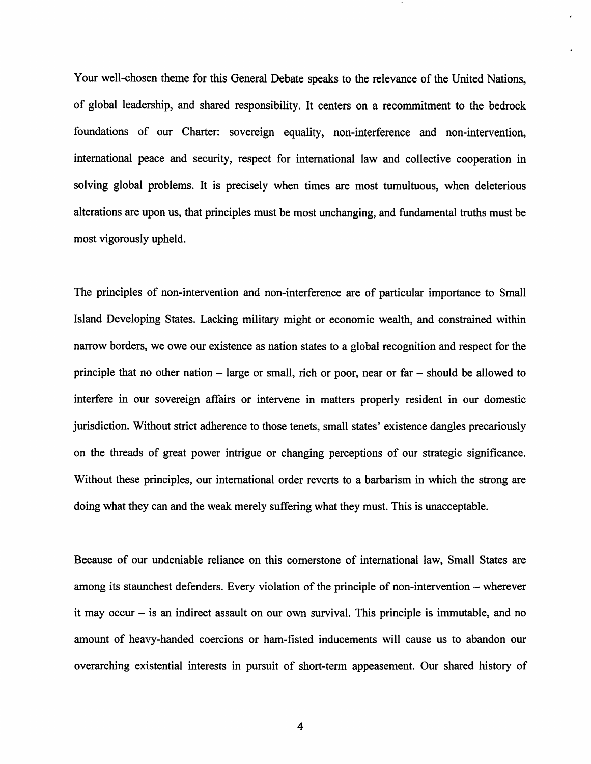Your well-chosen theme for this General Debate speaks to the relevance of the United Nations, of global leadership, and shared responsibility. It centers on a recommitment to the bedrock foundations of our Charter: sovereign equality, non-interference and non-intervention, international peace and security, respect for international law and collective cooperation in solving global problems. It is precisely when times are most tumultuous, when deleterious alterations are upon us, that principles must be most unchanging, and fundamental truths must be most vigorously upheld.

The principles of non-intervention and non-interference are of particular importance to Small Island Developing States. Lacking military might or economic wealth, and constrained within narrow borders, we owe our existence as nation states to a global recognition and respect for the principle that no other nation – large or small, rich or poor, near or far – should be allowed to interfere in our sovereign affairs or intervene in matters properly resident in our domestic jurisdiction. Without strict adherence to those tenets, small states' existence dangles precariously on the threads of great power intrigue or changing perceptions of our strategic significance. Without these principles, our international order reverts to a barbarism in which the strong are doing what they can and the weak merely suffering what they must. This is unacceptable.

Because of our undeniable reliance on this cornerstone of international law, Small States are among its staunchest defenders. Every violation of the principle of non-intervention – wherever it may occur – is an indirect assault on our own survival. This principle is immutable, and no amount of heavy-handed coercions or ham-fisted inducements will cause us to abandon our overarching existential interests in pursuit of short-term appeasement. Our shared history of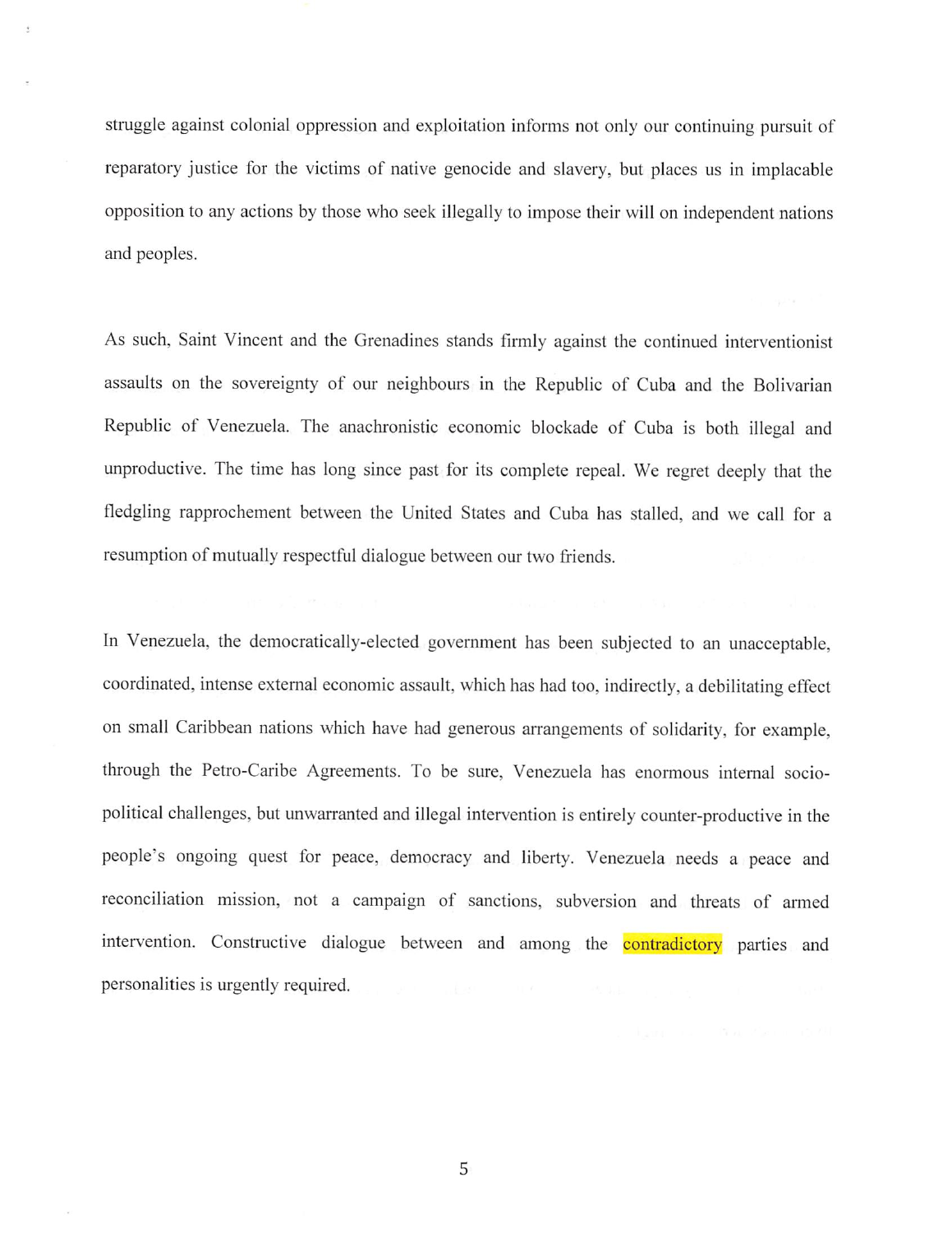struggle against colonial oppression and exploitation informs not only our continuing pursuit of reparatory justice for the victims of native genocide and slavery, but places us in implacable opposition to any actions by those who seek illegally to impose their will on independent nations and peoples.

As such, Saint Vincent and the Grenadines stands firmly against the continued interventionist assaults on the sovereignty of our neighbours in the Republic of Cuba and the Bolivarian Republic of Venezuela. The anachronistic economic blockade of Cuba is both illegal and unproductive. The time has long since past for its complete repeal. We regret deeply that the fledgling rapprochement between the United States and Cuba has stalled, and we call for a resumption of mutually respectful dialogue between our two friends.

In Venezuela, the democratically-elected government has been subjected to an unacceptable, coordinated, intense external economic assault, which has had too, indirectly, a debilitating effect on small Caribbean nations which have had generous arrangements of solidarity, for example, through the Petro-Caribe Agreements. To be sure, Venezuela has enormous internal socio-political challenges, but unwarranted and illegal intervention is entirely counter-productive in the people's ongoing quest for peace, democracy and liberty. Venezuela needs a peace and reconciliation mission, not a campaign of sanctions, subversion and threats of armed intervention. Constructive dialogue between and among the contradictory parties and personalities is urgently required.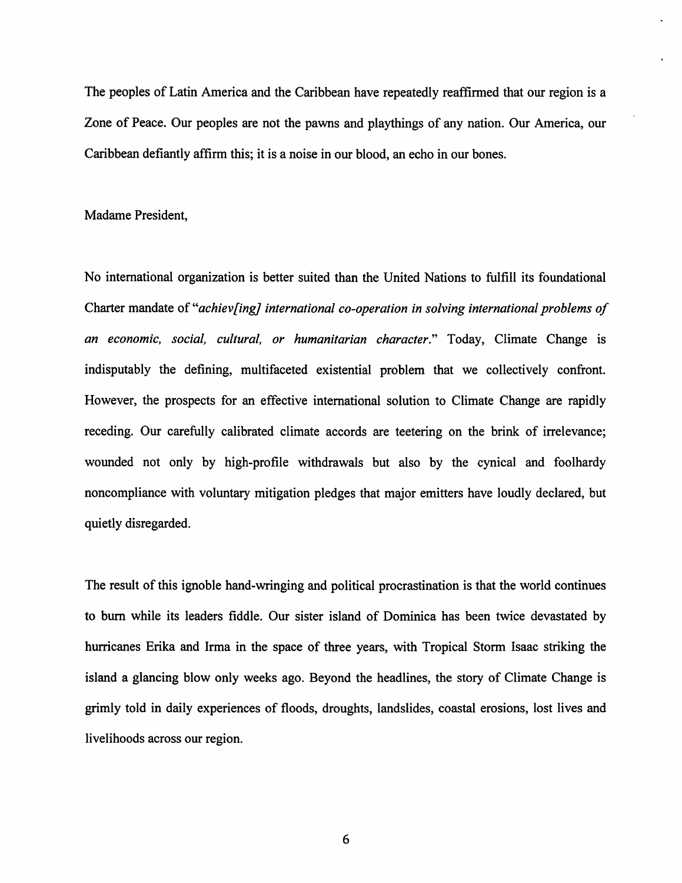The peoples of Latin America and the Caribbean have repeatedly reaffirmed that our region is a Zone of Peace. Our peoples are not the pawns and playthings of any nation. Our America, our Caribbean defiantly affirm this; it is a noise in our blood, an echo in our bones.

Madame President,

No international organization is better suited than the United Nations to fulfill its foundational Charter mandate of "*achiev[ing] international co-operation in solving international problems of an economic, social, cultural, or humanitarian character*." Today, Climate Change is indisputably the defining, multifaceted existential problem that we collectively confront. However, the prospects for an effective international solution to Climate Change are rapidly receding. Our carefully calibrated climate accords are teetering on the brink of irrelevance; wounded not only by high-profile withdrawals but also by the cynical and foolhardy noncompliance with voluntary mitigation pledges that major emitters have loudly declared, but quietly disregarded.

The result of this ignoble hand-wringing and political procrastination is that the world continues to burn while its leaders fiddle. Our sister island of Dominica has been twice devastated by hurricanes Erika and Irma in the space of three years, with Tropical Storm Isaac striking the island a glancing blow only weeks ago. Beyond the headlines, the story of Climate Change is grimly told in daily experiences of floods, droughts, landslides, coastal erosions, lost lives and livelihoods across our region.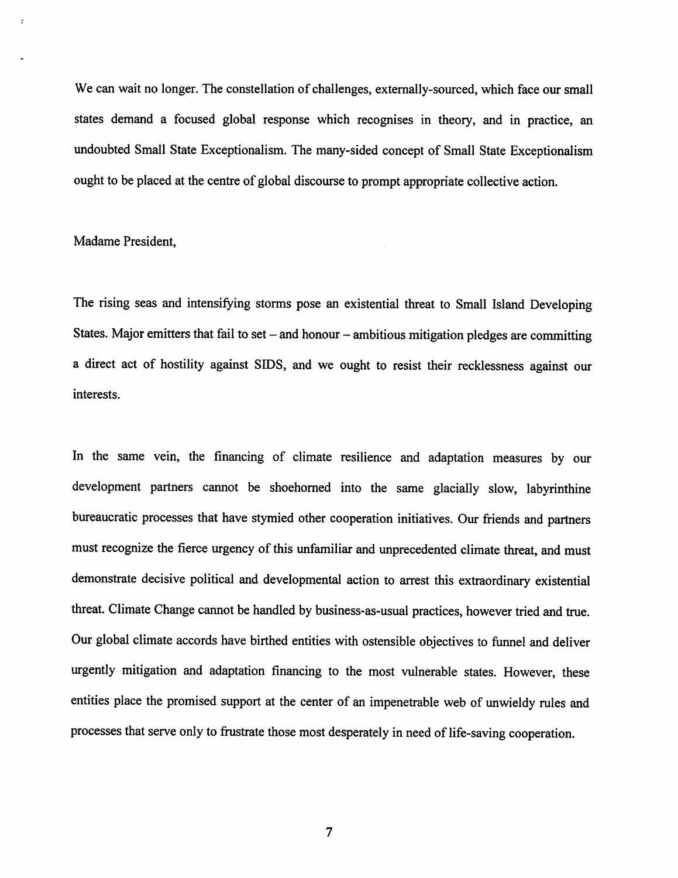We can wait no longer. The constellation of challenges, externally-sourced, which face our small states demand a focused global response which recognises in theory, and in practice, an undoubted Small State Exceptionalism. The many-sided concept of Small State Exceptionalism ought to be placed at the centre of global discourse to prompt appropriate collective action.

Madame President,

The rising seas and intensifying storms pose an existential threat to Small Island Developing States. Major emitters that fail to set – and honour – ambitious mitigation pledges are committing a direct act of hostility against SIDS, and we ought to resist their recklessness against our interests.

In the same vein, the financing of climate resilience and adaptation measures by our development partners cannot be shoehorned into the same glacially slow, labyrinthine bureaucratic processes that have stymied other cooperation initiatives. Our friends and partners must recognize the fierce urgency of this unfamiliar and unprecedented climate threat, and must demonstrate decisive political and developmental action to arrest this extraordinary existential threat. Climate Change cannot be handled by business-as-usual practices, however tried and true. Our global climate accords have birthed entities with ostensible objectives to funnel and deliver urgently mitigation and adaptation financing to the most vulnerable states. However, these entities place the promised support at the center of an impenetrable web of unwieldy rules and processes that serve only to frustrate those most desperately in need of life-saving cooperation.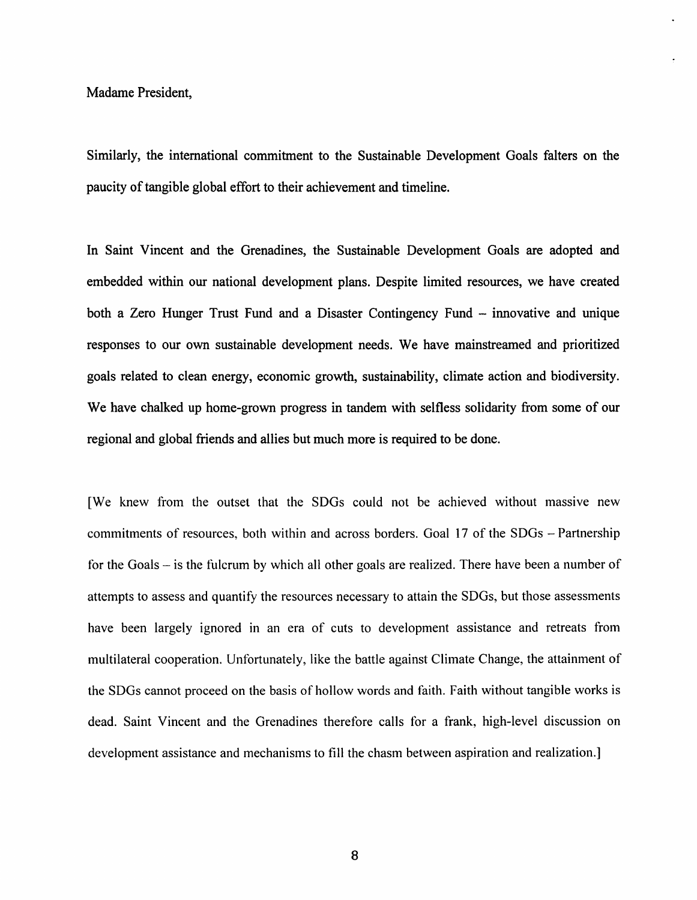Madame President,

Similarly, the international commitment to the Sustainable Development Goals falters on the paucity of tangible global effort to their achievement and timeline.

In Saint Vincent and the Grenadines, the Sustainable Development Goals are adopted and embedded within our national development plans. Despite limited resources, we have created both a Zero Hunger Trust Fund and a Disaster Contingency Fund – innovative and unique responses to our own sustainable development needs. We have mainstreamed and prioritized goals related to clean energy, economic growth, sustainability, climate action and biodiversity. We have chalked up home-grown progress in tandem with selfless solidarity from some of our regional and global friends and allies but much more is required to be done.

[We knew from the outset that the SDGs could not be achieved without massive new commitments of resources, both within and across borders. Goal 17 of the SDGs – Partnership for the Goals – is the fulcrum by which all other goals are realized. There have been a number of attempts to assess and quantify the resources necessary to attain the SDGs, but those assessments have been largely ignored in an era of cuts to development assistance and retreats from multilateral cooperation. Unfortunately, like the battle against Climate Change, the attainment of the SDGs cannot proceed on the basis of hollow words and faith. Faith without tangible works is dead. Saint Vincent and the Grenadines therefore calls for a frank, high-level discussion on development assistance and mechanisms to fill the chasm between aspiration and realization.]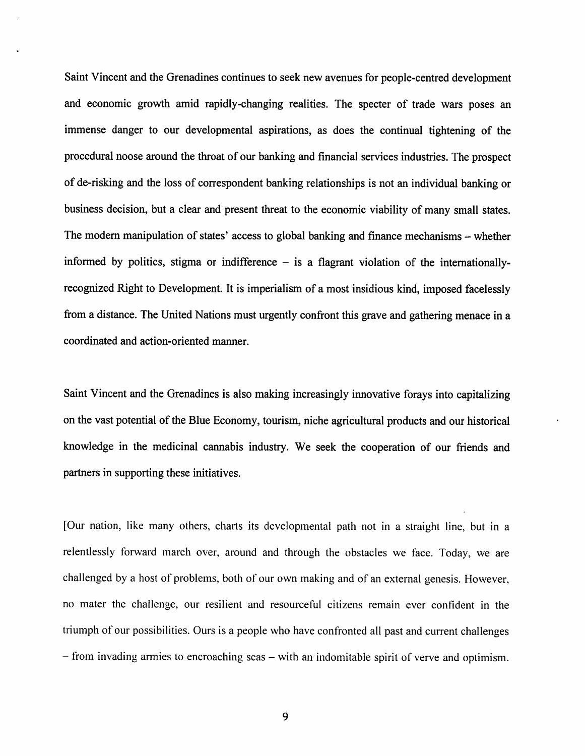Saint Vincent and the Grenadines continues to seek new avenues for people-centred development and economic growth amid rapidly-changing realities. The specter of trade wars poses an immense danger to our developmental aspirations, as does the continual tightening of the procedural noose around the throat of our banking and financial services industries. The prospect of de-risking and the loss of correspondent banking relationships is not an individual banking or business decision, but a clear and present threat to the economic viability of many small states. The modern manipulation of states' access to global banking and finance mechanisms – whether informed by politics, stigma or indifference – is a flagrant violation of the internationally-recognized Right to Development. It is imperialism of a most insidious kind, imposed facelessly from a distance. The United Nations must urgently confront this grave and gathering menace in a coordinated and action-oriented manner.

Saint Vincent and the Grenadines is also making increasingly innovative forays into capitalizing on the vast potential of the Blue Economy, tourism, niche agricultural products and our historical knowledge in the medicinal cannabis industry. We seek the cooperation of our friends and partners in supporting these initiatives.

[Our nation, like many others, charts its developmental path not in a straight line, but in a relentlessly forward march over, around and through the obstacles we face. Today, we are challenged by a host of problems, both of our own making and of an external genesis. However, no mater the challenge, our resilient and resourceful citizens remain ever confident in the triumph of our possibilities. Ours is a people who have confronted all past and current challenges – from invading armies to encroaching seas – with an indomitable spirit of verve and optimism.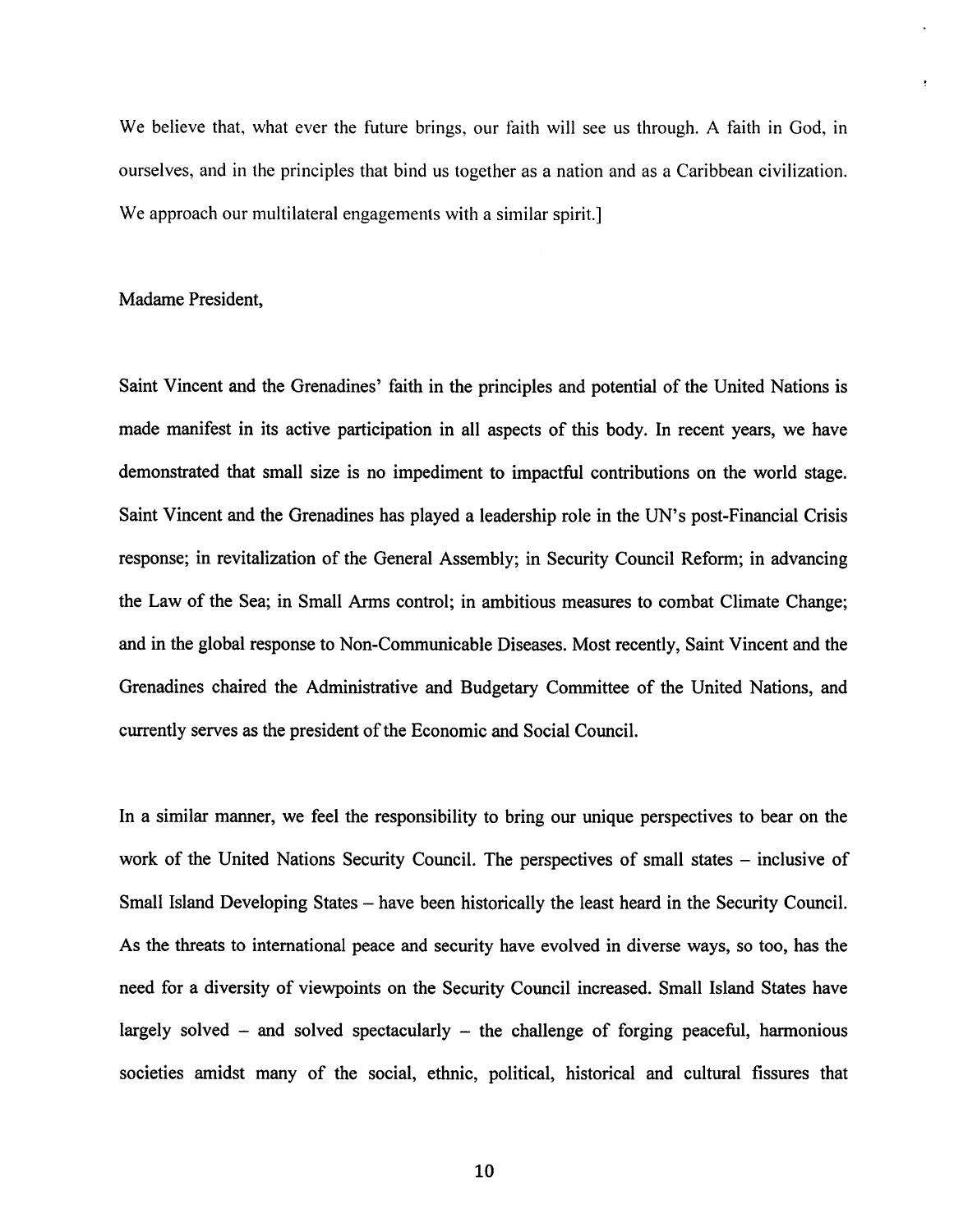We believe that, what ever the future brings, our faith will see us through. A faith in God, in ourselves, and in the principles that bind us together as a nation and as a Caribbean civilization. We approach our multilateral engagements with a similar spirit.]

Madame President,

Saint Vincent and the Grenadines' faith in the principles and potential of the United Nations is made manifest in its active participation in all aspects of this body. In recent years, we have demonstrated that small size is no impediment to impactful contributions on the world stage. Saint Vincent and the Grenadines has played a leadership role in the UN's post-Financial Crisis response; in revitalization of the General Assembly; in Security Council Reform; in advancing the Law of the Sea; in Small Arms control; in ambitious measures to combat Climate Change; and in the global response to Non-Communicable Diseases. Most recently, Saint Vincent and the Grenadines chaired the Administrative and Budgetary Committee of the United Nations, and currently serves as the president of the Economic and Social Council.

In a similar manner, we feel the responsibility to bring our unique perspectives to bear on the work of the United Nations Security Council. The perspectives of small states – inclusive of Small Island Developing States – have been historically the least heard in the Security Council. As the threats to international peace and security have evolved in diverse ways, so too, has the need for a diversity of viewpoints on the Security Council increased. Small Island States have largely solved – and solved spectacularly – the challenge of forging peaceful, harmonious societies amidst many of the social, ethnic, political, historical and cultural fissures that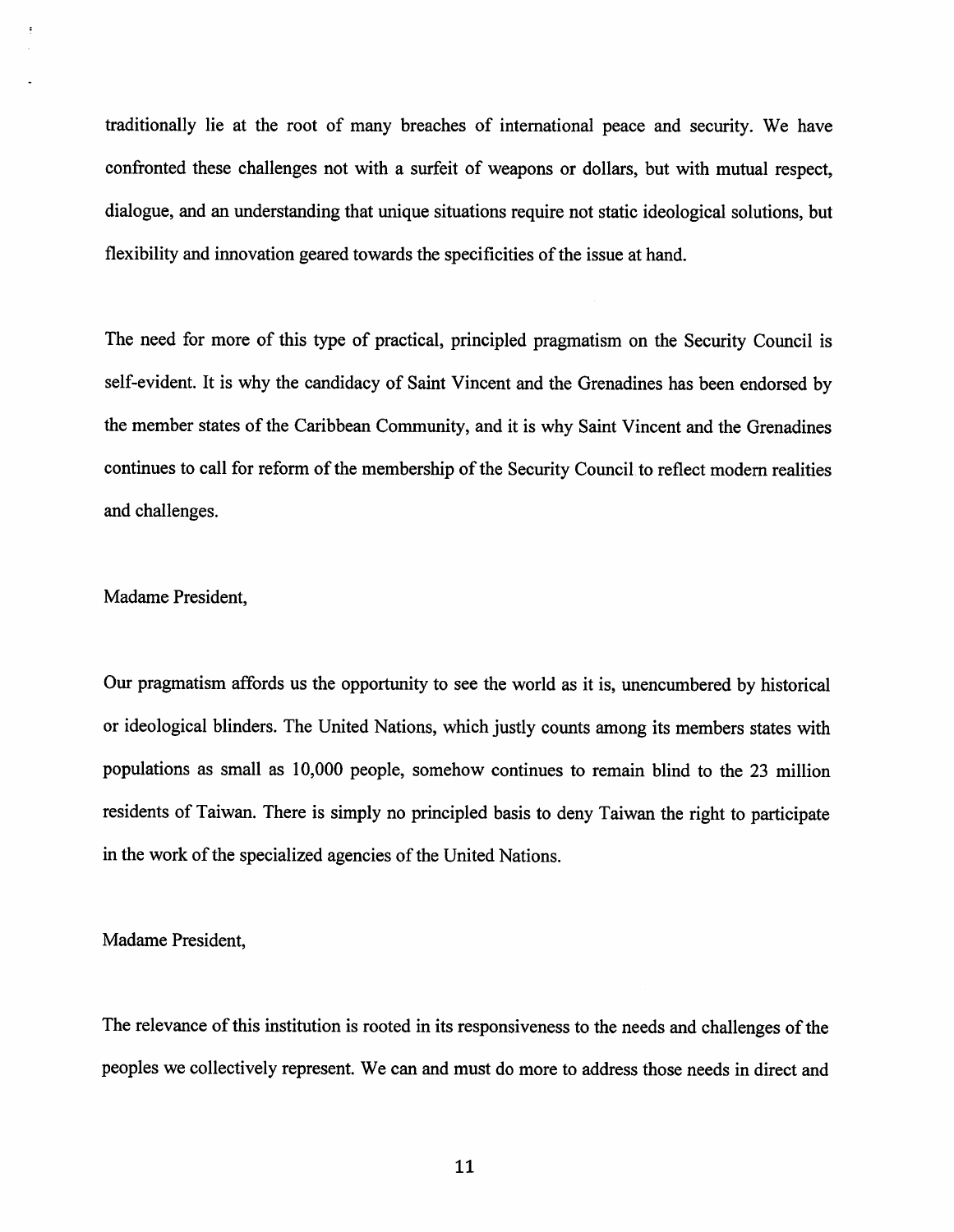traditionally lie at the root of many breaches of international peace and security. We have confronted these challenges not with a surfeit of weapons or dollars, but with mutual respect, dialogue, and an understanding that unique situations require not static ideological solutions, but flexibility and innovation geared towards the specificities of the issue at hand.

The need for more of this type of practical, principled pragmatism on the Security Council is self-evident. It is why the candidacy of Saint Vincent and the Grenadines has been endorsed by the member states of the Caribbean Community, and it is why Saint Vincent and the Grenadines continues to call for reform of the membership of the Security Council to reflect modern realities and challenges.

Madame President,

Our pragmatism affords us the opportunity to see the world as it is, unencumbered by historical or ideological blinders. The United Nations, which justly counts among its members states with populations as small as 10,000 people, somehow continues to remain blind to the 23 million residents of Taiwan. There is simply no principled basis to deny Taiwan the right to participate in the work of the specialized agencies of the United Nations.

Madame President,

The relevance of this institution is rooted in its responsiveness to the needs and challenges of the peoples we collectively represent. We can and must do more to address those needs in direct and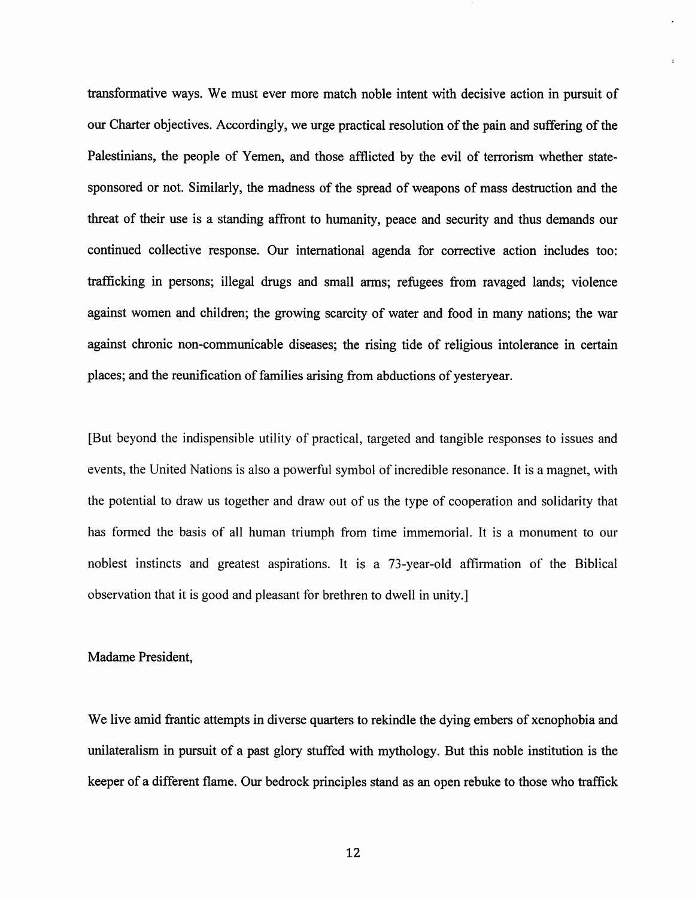transformative ways. We must ever more match noble intent with decisive action in pursuit of our Charter objectives. Accordingly, we urge practical resolution of the pain and suffering of the Palestinians, the people of Yemen, and those afflicted by the evil of terrorism whether state-sponsored or not. Similarly, the madness of the spread of weapons of mass destruction and the threat of their use is a standing affront to humanity, peace and security and thus demands our continued collective response. Our international agenda for corrective action includes too: trafficking in persons; illegal drugs and small arms; refugees from ravaged lands; violence against women and children; the growing scarcity of water and food in many nations; the war against chronic non-communicable diseases; the rising tide of religious intolerance in certain places; and the reunification of families arising from abductions of yesteryear.

[But beyond the indispensible utility of practical, targeted and tangible responses to issues and events, the United Nations is also a powerful symbol of incredible resonance. It is a magnet, with the potential to draw us together and draw out of us the type of cooperation and solidarity that has formed the basis of all human triumph from time immemorial. It is a monument to our noblest instincts and greatest aspirations. It is a 73-year-old affirmation of the Biblical observation that it is good and pleasant for brethren to dwell in unity.]

Madame President,

We live amid frantic attempts in diverse quarters to rekindle the dying embers of xenophobia and unilateralism in pursuit of a past glory stuffed with mythology. But this noble institution is the keeper of a different flame. Our bedrock principles stand as an open rebuke to those who traffick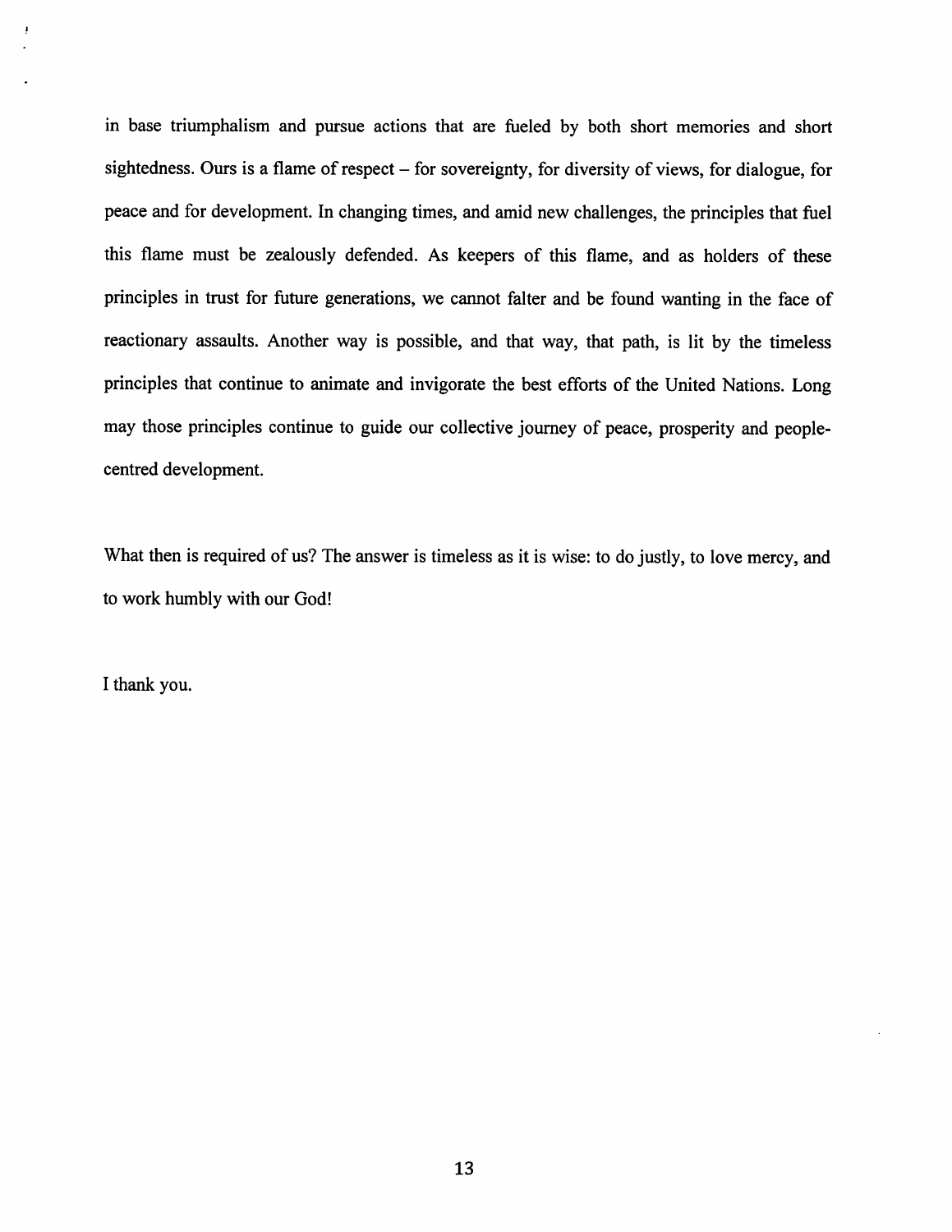in base triumphalism and pursue actions that are fueled by both short memories and short sightedness. Ours is a flame of respect – for sovereignty, for diversity of views, for dialogue, for peace and for development. In changing times, and amid new challenges, the principles that fuel this flame must be zealously defended. As keepers of this flame, and as holders of these principles in trust for future generations, we cannot falter and be found wanting in the face of reactionary assaults. Another way is possible, and that way, that path, is lit by the timeless principles that continue to animate and invigorate the best efforts of the United Nations. Long may those principles continue to guide our collective journey of peace, prosperity and people-centred development.

What then is required of us? The answer is timeless as it is wise: to do justly, to love mercy, and to work humbly with our God!

I thank you.